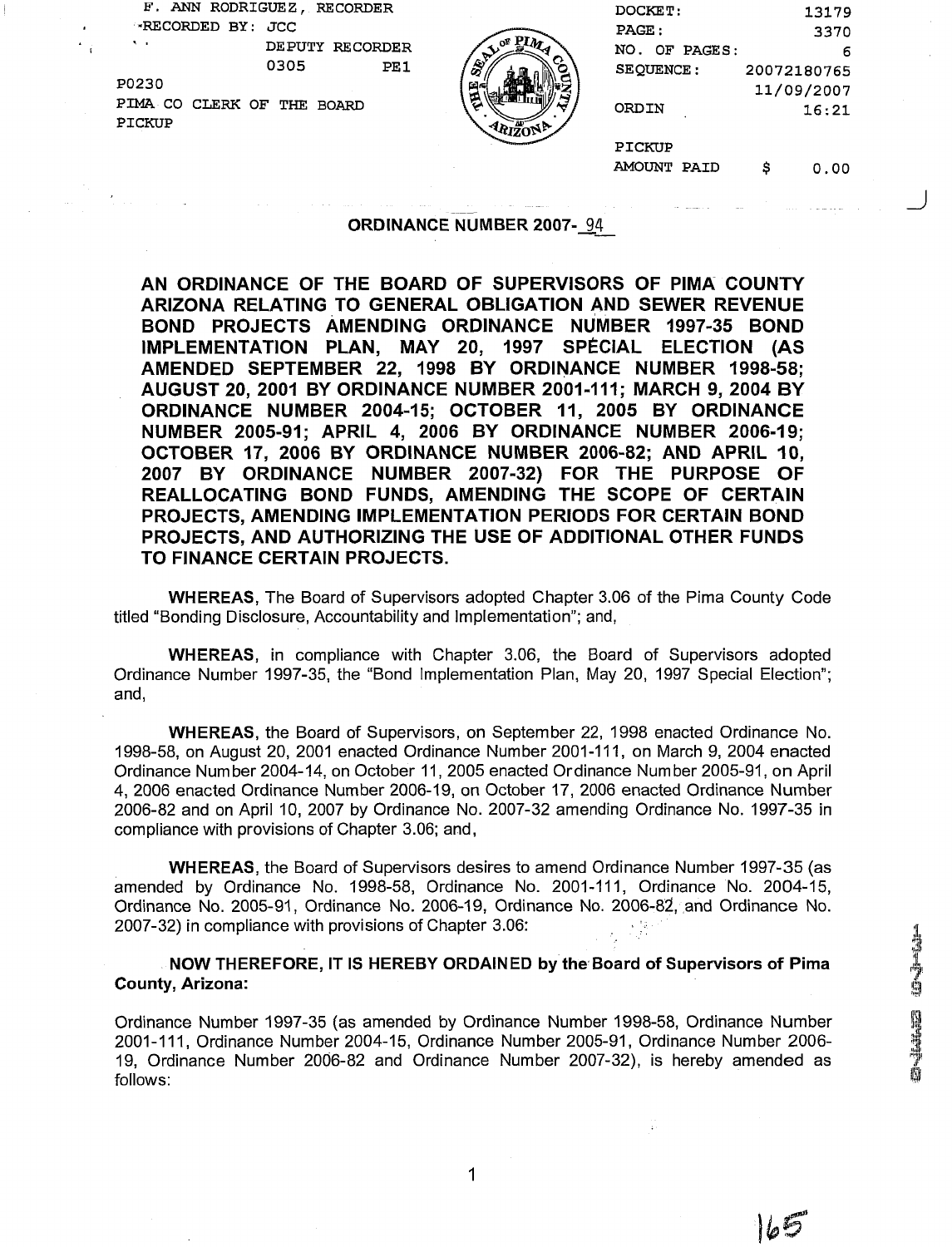F. ANN RODRIGUEZ, RECORDER
RECORDED BY: JCC
DEPUTY RECORDER
0305 PE1
P0230
PIMA CO CLERK OF THE BOARD
PICKUP

DOCKET: 13179
PAGE: 3370
NO. OF PAGES: 6
SEQUENCE: 20072180765
11/09/2007
ORDIN 16:21
PICKUP
AMOUNT PAID $ 0.00

## ORDINANCE NUMBER 2007- 94

## AN ORDINANCE OF THE BOARD OF SUPERVISORS OF PIMA COUNTY ARIZONA RELATING TO GENERAL OBLIGATION AND SEWER REVENUE BOND PROJECTS AMENDING ORDINANCE NUMBER 1997-35 BOND IMPLEMENTATION PLAN, MAY 20, 1997 SPECIAL ELECTION (AS AMENDED SEPTEMBER 22, 1998 BY ORDINANCE NUMBER 1998-58; AUGUST 20, 2001 BY ORDINANCE NUMBER 2001-111; MARCH 9, 2004 BY ORDINANCE NUMBER 2004-15; OCTOBER 11, 2005 BY ORDINANCE NUMBER 2005-91; APRIL 4, 2006 BY ORDINANCE NUMBER 2006-19; OCTOBER 17, 2006 BY ORDINANCE NUMBER 2006-82; AND APRIL 10, 2007 BY ORDINANCE NUMBER 2007-32) FOR THE PURPOSE OF REALLOCATING BOND FUNDS, AMENDING THE SCOPE OF CERTAIN PROJECTS, AMENDING IMPLEMENTATION PERIODS FOR CERTAIN BOND PROJECTS, AND AUTHORIZING THE USE OF ADDITIONAL OTHER FUNDS TO FINANCE CERTAIN PROJECTS.

**WHEREAS,** The Board of Supervisors adopted Chapter 3.06 of the Pima County Code titled "Bonding Disclosure, Accountability and Implementation"; and,

**WHEREAS,** in compliance with Chapter 3.06, the Board of Supervisors adopted Ordinance Number 1997-35, the "Bond Implementation Plan, May 20, 1997 Special Election"; and,

**WHEREAS,** the Board of Supervisors, on September 22, 1998 enacted Ordinance No. 1998-58, on August 20, 2001 enacted Ordinance Number 2001-111, on March 9, 2004 enacted Ordinance Number 2004-14, on October 11, 2005 enacted Ordinance Number 2005-91, on April 4, 2006 enacted Ordinance Number 2006-19, on October 17, 2006 enacted Ordinance Number 2006-82 and on April 10, 2007 by Ordinance No. 2007-32 amending Ordinance No. 1997-35 in compliance with provisions of Chapter 3.06; and,

**WHEREAS,** the Board of Supervisors desires to amend Ordinance Number 1997-35 (as amended by Ordinance No. 1998-58, Ordinance No. 2001-111, Ordinance No. 2004-15, Ordinance No. 2005-91, Ordinance No. 2006-19, Ordinance No. 2006-82, and Ordinance No. 2007-32) in compliance with provisions of Chapter 3.06:

**NOW THEREFORE, IT IS HEREBY ORDAINED by the Board of Supervisors of Pima County, Arizona:**

Ordinance Number 1997-35 (as amended by Ordinance Number 1998-58, Ordinance Number 2001-111, Ordinance Number 2004-15, Ordinance Number 2005-91, Ordinance Number 2006-19, Ordinance Number 2006-82 and Ordinance Number 2007-32), is hereby amended as follows: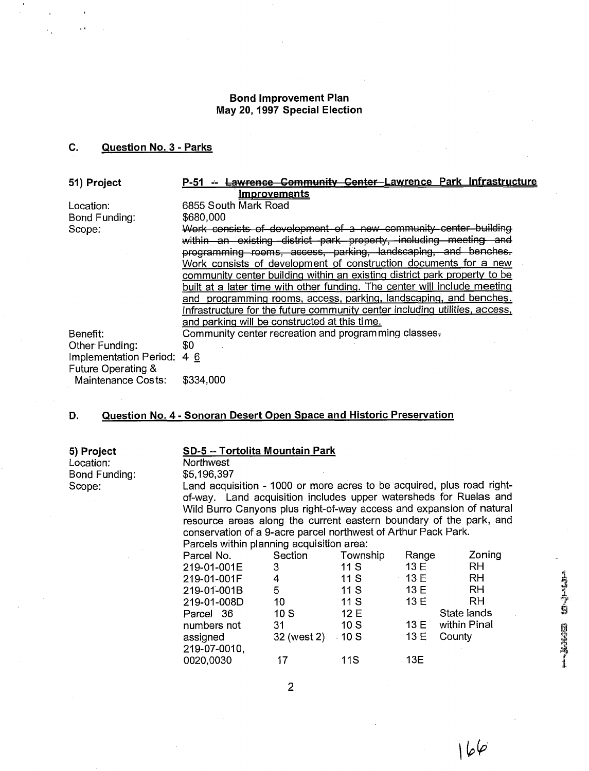**Bond Improvement Plan**
**May 20, 1997 Special Election**

## C. Question No. 3 - Parks

**51) Project** — P-51 -- ~~Lawrence Community Center~~ Lawrence Park Infrastructure Improvements

Location: 6855 South Mark Road

Bond Funding: $680,000

Scope: ~~Work consists of development of a new community center building within an existing district park property, including meeting and programming rooms, access, parking, landscaping, and benches.~~ Work consists of development of construction documents for a new community center building within an existing district park property to be built at a later time with other funding. The center will include meeting and programming rooms, access, parking, landscaping, and benches. Infrastructure for the future community center including utilities, access, and parking will be constructed at this time.

Benefit: Community center recreation and programming classes~~.~~

Other Funding: $0

Implementation Period: ~~4~~ 6

Future Operating & Maintenance Costs: $334,000

## D. Question No. 4 - Sonoran Desert Open Space and Historic Preservation

**5) Project** — SD-5 -- Tortolita Mountain Park

Location: Northwest

Bond Funding: $5,196,397

Scope: Land acquisition - 1000 or more acres to be acquired, plus road right-of-way. Land acquisition includes upper watersheds for Ruelas and Wild Burro Canyons plus right-of-way access and expansion of natural resource areas along the current eastern boundary of the park, and conservation of a 9-acre parcel northwest of Arthur Pack Park.

Parcels within planning acquisition area:

| Parcel No. | Section | Township | Range | Zoning |
|---|---|---|---|---|
| 219-01-001E | 3 | 11 S | 13 E | RH |
| 219-01-001F | 4 | 11 S | 13 E | RH |
| 219-01-001B | 5 | 11 S | 13 E | RH |
| 219-01-008D | 10 | 11 S | 13 E | RH |
| Parcel numbers not assigned | 36 | 10 S | 12 E | State lands within Pinal County |
| | 31 | 10 S | 13 E | |
| | 32 (west 2) | 10 S | 13 E | |
| 219-07-0010, 0020,0030 | 17 | 11S | 13E | |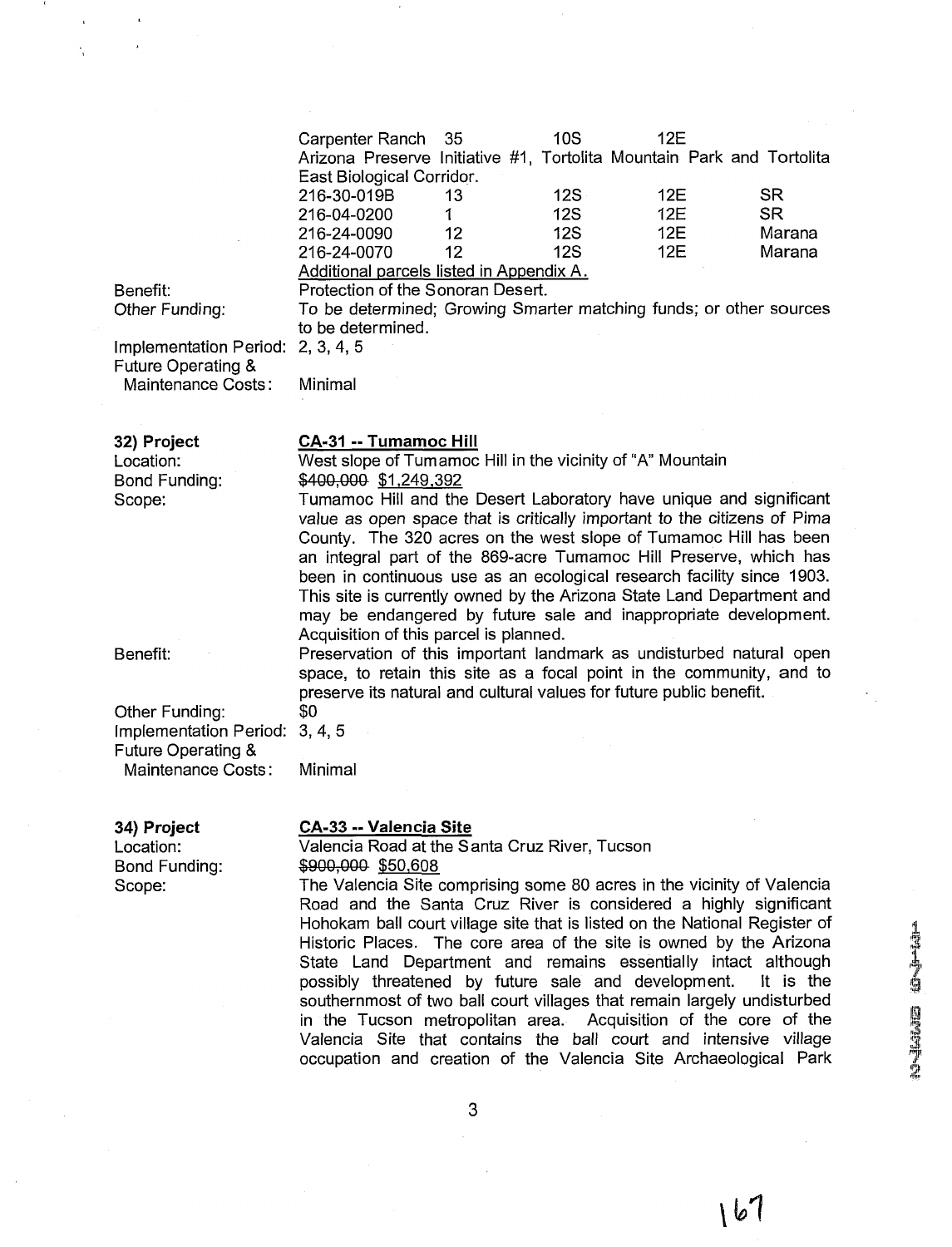| | | | | |
|---|---|---|---|---|
| Carpenter Ranch | 35 | 10S | 12E | |

Arizona Preserve Initiative #1, Tortolita Mountain Park and Tortolita East Biological Corridor.

| | | | | |
|---|---|---|---|---|
| 216-30-019B | 13 | 12S | 12E | SR |
| 216-04-0200 | 1 | 12S | 12E | SR |
| 216-24-0090 | 12 | 12S | 12E | Marana |
| 216-24-0070 | 12 | 12S | 12E | Marana |

<u>Additional parcels listed in Appendix A.</u>

Benefit: Protection of the Sonoran Desert.

Other Funding: To be determined; Growing Smarter matching funds; or other sources to be determined.

Implementation Period: 2, 3, 4, 5

Future Operating & Maintenance Costs: Minimal

**32) Project** **<u>CA-31 -- Tumamoc Hill</u>**

Location: West slope of Tumamoc Hill in the vicinity of "A" Mountain

Bond Funding: ~~$400,000~~ <u>$1,249,392</u>

Scope: Tumamoc Hill and the Desert Laboratory have unique and significant value as open space that is critically important to the citizens of Pima County. The 320 acres on the west slope of Tumamoc Hill has been an integral part of the 869-acre Tumamoc Hill Preserve, which has been in continuous use as an ecological research facility since 1903. This site is currently owned by the Arizona State Land Department and may be endangered by future sale and inappropriate development. Acquisition of this parcel is planned.

Benefit: Preservation of this important landmark as undisturbed natural open space, to retain this site as a focal point in the community, and to preserve its natural and cultural values for future public benefit.

Other Funding: $0

Implementation Period: 3, 4, 5

Future Operating & Maintenance Costs: Minimal

**34) Project** **<u>CA-33 -- Valencia Site</u>**

Location: Valencia Road at the Santa Cruz River, Tucson

Bond Funding: ~~$900,000~~ <u>$50,608</u>

Scope: The Valencia Site comprising some 80 acres in the vicinity of Valencia Road and the Santa Cruz River is considered a highly significant Hohokam ball court village site that is listed on the National Register of Historic Places. The core area of the site is owned by the Arizona State Land Department and remains essentially intact although possibly threatened by future sale and development. It is the southernmost of two ball court villages that remain largely undisturbed in the Tucson metropolitan area. Acquisition of the core of the Valencia Site that contains the ball court and intensive village occupation and creation of the Valencia Site Archaeological Park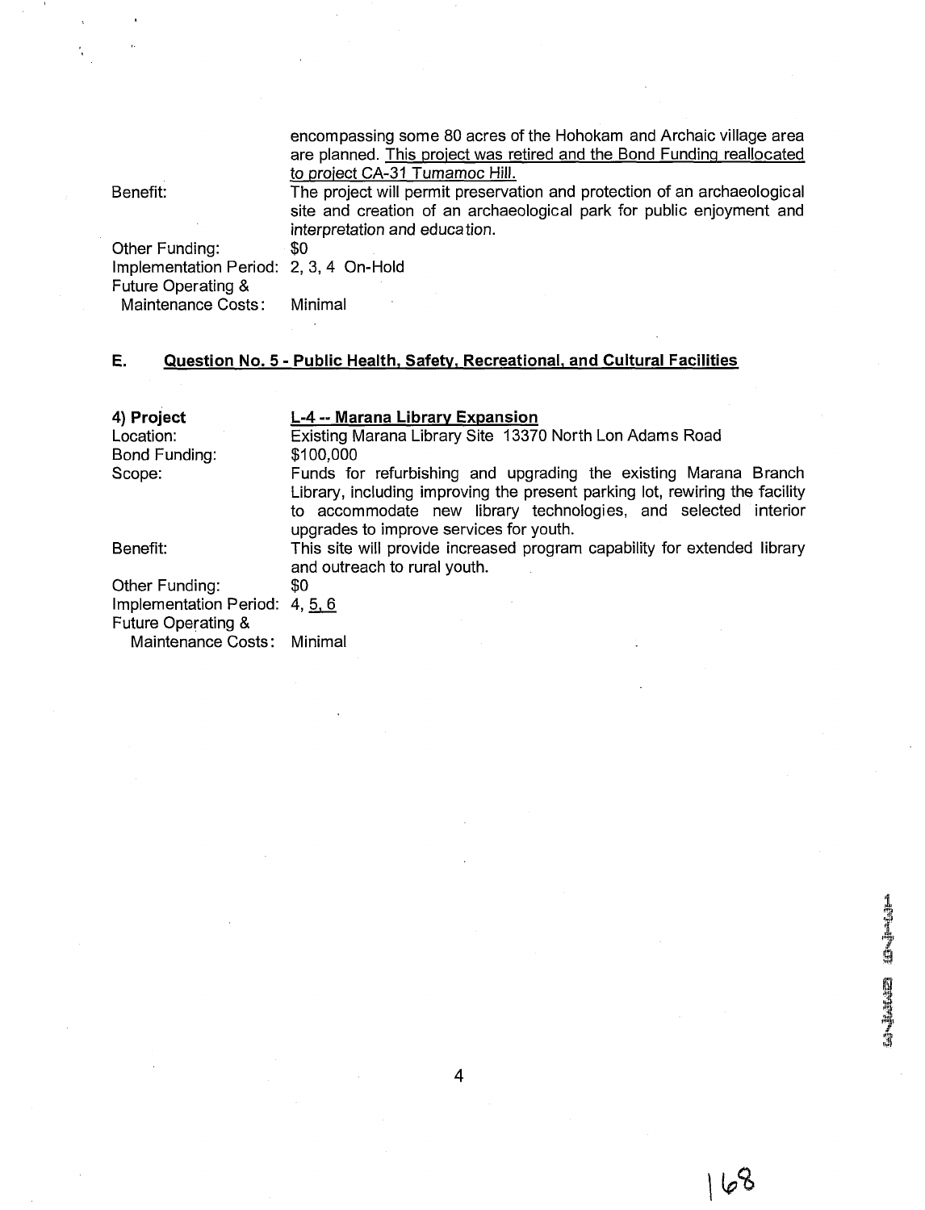encompassing some 80 acres of the Hohokam and Archaic village area are planned. <u>This project was retired and the Bond Funding reallocated to project CA-31 Tumamoc Hill.</u>

Benefit: The project will permit preservation and protection of an archaeological site and creation of an archaeological park for public enjoyment and interpretation and education.

Other Funding: $0

Implementation Period: 2, 3, 4 On-Hold

Future Operating & Maintenance Costs: Minimal

## E. <u>Question No. 5 - Public Health, Safety, Recreational, and Cultural Facilities</u>

**4) Project** **<u>L-4 -- Marana Library Expansion</u>**

Location: Existing Marana Library Site 13370 North Lon Adams Road

Bond Funding: $100,000

Scope: Funds for refurbishing and upgrading the existing Marana Branch Library, including improving the present parking lot, rewiring the facility to accommodate new library technologies, and selected interior upgrades to improve services for youth.

Benefit: This site will provide increased program capability for extended library and outreach to rural youth.

Other Funding: $0

Implementation Period: 4, <u>5, 6</u>

Future Operating & Maintenance Costs: Minimal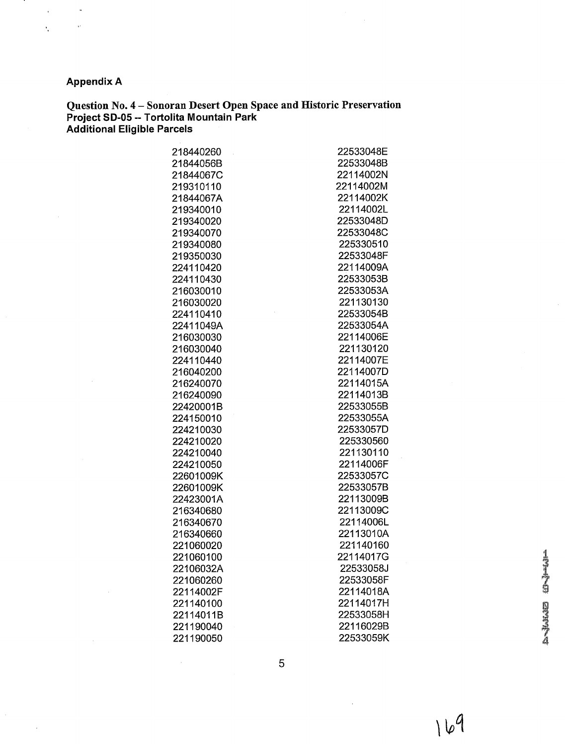**Appendix A**

**Question No. 4 – Sonoran Desert Open Space and Historic Preservation**
**Project SD-05 -- Tortolita Mountain Park**
**Additional Eligible Parcels**

| | |
|---|---|
| 218440260 | 22533048E |
| 21844056B | 22533048B |
| 21844067C | 22114002N |
| 219310110 | 22114002M |
| 21844067A | 22114002K |
| 219340010 | 22114002L |
| 219340020 | 22533048D |
| 219340070 | 22533048C |
| 219340080 | 225330510 |
| 219350030 | 22533048F |
| 224110420 | 22114009A |
| 224110430 | 22533053B |
| 216030010 | 22533053A |
| 216030020 | 221130130 |
| 224110410 | 22533054B |
| 22411049A | 22533054A |
| 216030030 | 22114006E |
| 216030040 | 221130120 |
| 224110440 | 22114007E |
| 216040200 | 22114007D |
| 216240070 | 22114015A |
| 216240090 | 22114013B |
| 22420001B | 22533055B |
| 224150010 | 22533055A |
| 224210030 | 22533057D |
| 224210020 | 225330560 |
| 224210040 | 221130110 |
| 224210050 | 22114006F |
| 22601009K | 22533057C |
| 22601009K | 22533057B |
| 22423001A | 22113009B |
| 216340680 | 22113009C |
| 216340670 | 22114006L |
| 216340660 | 22113010A |
| 221060020 | 221140160 |
| 221060100 | 22114017G |
| 22106032A | 22533058J |
| 221060260 | 22533058F |
| 22114002F | 22114018A |
| 221140100 | 22114017H |
| 22114011B | 22533058H |
| 221190040 | 22116029B |
| 221190050 | 22533059K |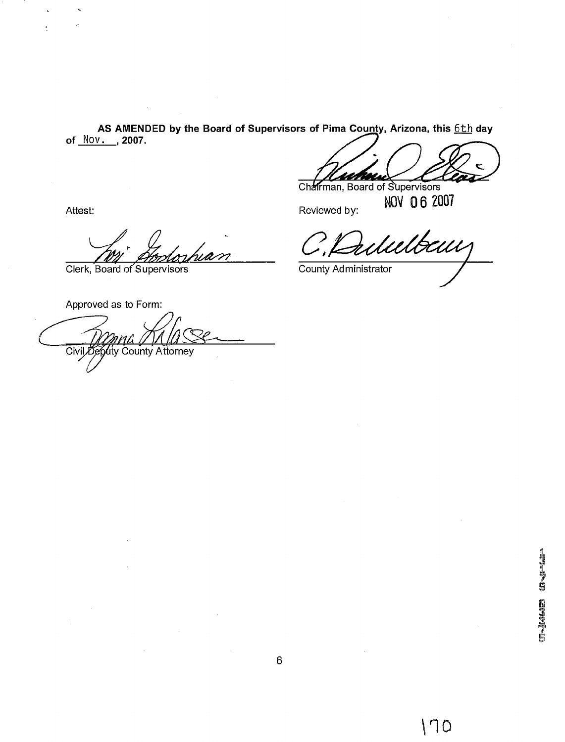**AS AMENDED by the Board of Supervisors of Pima County, Arizona, this 6th day of Nov., 2007.**

Chairman, Board of Supervisors

NOV 06 2007

Attest:

Clerk, Board of Supervisors

Reviewed by:

County Administrator

Approved as to Form:

Civil Deputy County Attorney

170